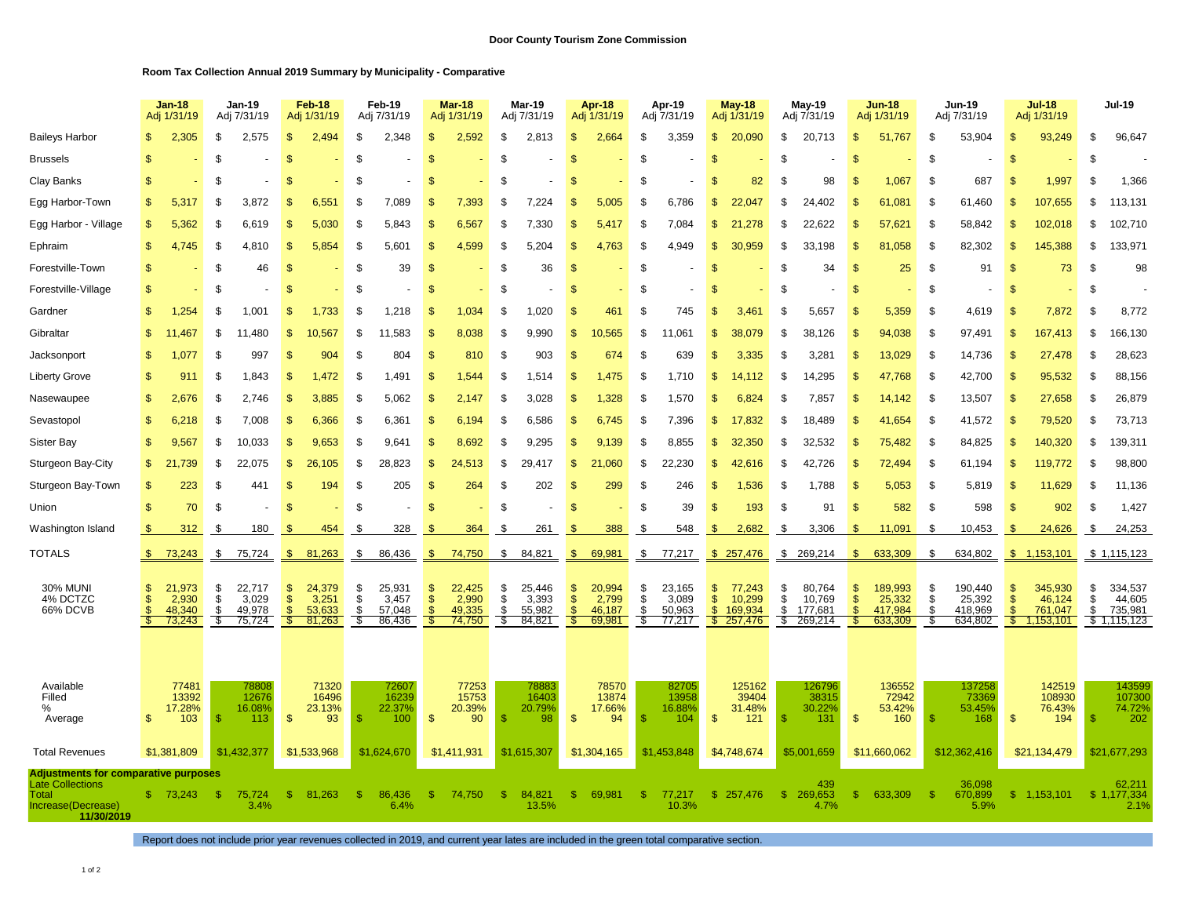**Door County Tourism Zone Commission**

**Room Tax Collection Annual 2019 Summary by Municipality - Comparative**

| | Jan-18 Adj 1/31/19 | Jan-19 Adj 7/31/19 | Feb-18 Adj 1/31/19 | Feb-19 Adj 7/31/19 | Mar-18 Adj 1/31/19 | Mar-19 Adj 7/31/19 | Apr-18 Adj 1/31/19 | Apr-19 Adj 7/31/19 | May-18 Adj 1/31/19 | May-19 Adj 7/31/19 | Jun-18 Adj 1/31/19 | Jun-19 Adj 7/31/19 | Jul-18 Adj 1/31/19 | Jul-19 |
|---|---|---|---|---|---|---|---|---|---|---|---|---|---|---|
| Baileys Harbor | $ 2,305 | $ 2,575 | $ 2,494 | $ 2,348 | $ 2,592 | $ 2,813 | $ 2,664 | $ 3,359 | $ 20,090 | $ 20,713 | $ 51,767 | $ 53,904 | $ 93,249 | $ 96,647 |
| Brussels | $ - | $ - | $ - | $ - | $ - | $ - | $ - | $ - | $ - | $ - | $ - | $ - | $ - | $ - |
| Clay Banks | $ - | $ - | $ - | $ - | $ - | $ - | $ - | $ - | $ 82 | $ 98 | $ 1,067 | $ 687 | $ 1,997 | $ 1,366 |
| Egg Harbor-Town | $ 5,317 | $ 3,872 | $ 6,551 | $ 7,089 | $ 7,393 | $ 7,224 | $ 5,005 | $ 6,786 | $ 22,047 | $ 24,402 | $ 61,081 | $ 61,460 | $ 107,655 | $ 113,131 |
| Egg Harbor - Village | $ 5,362 | $ 6,619 | $ 5,030 | $ 5,843 | $ 6,567 | $ 7,330 | $ 5,417 | $ 7,084 | $ 21,278 | $ 22,622 | $ 57,621 | $ 58,842 | $ 102,018 | $ 102,710 |
| Ephraim | $ 4,745 | $ 4,810 | $ 5,854 | $ 5,601 | $ 4,599 | $ 5,204 | $ 4,763 | $ 4,949 | $ 30,959 | $ 33,198 | $ 81,058 | $ 82,302 | $ 145,388 | $ 133,971 |
| Forestville-Town | $ - | $ 46 | $ - | $ 39 | $ - | $ 36 | $ - | $ - | $ - | $ 34 | $ 25 | $ 91 | $ 73 | $ 98 |
| Forestville-Village | $ - | $ - | $ - | $ - | $ - | $ - | $ - | $ - | $ - | $ - | $ - | $ - | $ - | $ - |
| Gardner | $ 1,254 | $ 1,001 | $ 1,733 | $ 1,218 | $ 1,034 | $ 1,020 | $ 461 | $ 745 | $ 3,461 | $ 5,657 | $ 5,359 | $ 4,619 | $ 7,872 | $ 8,772 |
| Gibraltar | $ 11,467 | $ 11,480 | $ 10,567 | $ 11,583 | $ 8,038 | $ 9,990 | $ 10,565 | $ 11,061 | $ 38,079 | $ 38,126 | $ 94,038 | $ 97,491 | $ 167,413 | $ 166,130 |
| Jacksonport | $ 1,077 | $ 997 | $ 904 | $ 804 | $ 810 | $ 903 | $ 674 | $ 639 | $ 3,335 | $ 3,281 | $ 13,029 | $ 14,736 | $ 27,478 | $ 28,623 |
| Liberty Grove | $ 911 | $ 1,843 | $ 1,472 | $ 1,491 | $ 1,544 | $ 1,514 | $ 1,475 | $ 1,710 | $ 14,112 | $ 14,295 | $ 47,768 | $ 42,700 | $ 95,532 | $ 88,156 |
| Nasewaupee | $ 2,676 | $ 2,746 | $ 3,885 | $ 5,062 | $ 2,147 | $ 3,028 | $ 1,328 | $ 1,570 | $ 6,824 | $ 7,857 | $ 14,142 | $ 13,507 | $ 27,658 | $ 26,879 |
| Sevastopol | $ 6,218 | $ 7,008 | $ 6,366 | $ 6,361 | $ 6,194 | $ 6,586 | $ 6,745 | $ 7,396 | $ 17,832 | $ 18,489 | $ 41,654 | $ 41,572 | $ 79,520 | $ 73,713 |
| Sister Bay | $ 9,567 | $ 10,033 | $ 9,653 | $ 9,641 | $ 8,692 | $ 9,295 | $ 9,139 | $ 8,855 | $ 32,350 | $ 32,532 | $ 75,482 | $ 84,825 | $ 140,320 | $ 139,311 |
| Sturgeon Bay-City | $ 21,739 | $ 22,075 | $ 26,105 | $ 28,823 | $ 24,513 | $ 29,417 | $ 21,060 | $ 22,230 | $ 42,616 | $ 42,726 | $ 72,494 | $ 61,194 | $ 119,772 | $ 98,800 |
| Sturgeon Bay-Town | $ 223 | $ 441 | $ 194 | $ 205 | $ 264 | $ 202 | $ 299 | $ 246 | $ 1,536 | $ 1,788 | $ 5,053 | $ 5,819 | $ 11,629 | $ 11,136 |
| Union | $ 70 | $ - | $ - | $ - | $ - | $ - | $ - | $ 39 | $ 193 | $ 91 | $ 582 | $ 598 | $ 902 | $ 1,427 |
| Washington Island | $ 312 | $ 180 | $ 454 | $ 328 | $ 364 | $ 261 | $ 388 | $ 548 | $ 2,682 | $ 3,306 | $ 11,091 | $ 10,453 | $ 24,626 | $ 24,253 |
| TOTALS | $ 73,243 | $ 75,724 | $ 81,263 | $ 86,436 | $ 74,750 | $ 84,821 | $ 69,981 | $ 77,217 | $ 257,476 | $ 269,214 | $ 633,309 | $ 634,802 | $ 1,153,101 | $ 1,115,123 |
| 30% MUNI | $ 21,973 | $ 22,717 | $ 24,379 | $ 25,931 | $ 22,425 | $ 25,446 | $ 20,994 | $ 23,165 | $ 77,243 | $ 80,764 | $ 189,993 | $ 190,440 | $ 345,930 | $ 334,537 |
| 4% DCTZC | $ 2,930 | $ 3,029 | $ 3,251 | $ 3,457 | $ 2,990 | $ 3,393 | $ 2,799 | $ 3,089 | $ 10,299 | $ 10,769 | $ 25,332 | $ 25,392 | $ 46,124 | $ 44,605 |
| 66% DCVB | $ 48,340 | $ 49,978 | $ 53,633 | $ 57,048 | $ 49,335 | $ 55,982 | $ 46,187 | $ 50,963 | $ 169,934 | $ 177,681 | $ 417,984 | $ 418,969 | $ 761,047 | $ 735,981 |
| | $ 73,243 | $ 75,724 | $ 81,263 | $ 86,436 | $ 74,750 | $ 84,821 | $ 69,981 | $ 77,217 | $ 257,476 | $ 269,214 | $ 633,309 | $ 634,802 | $ 1,153,101 | $ 1,115,123 |
| Available | 77481 | 78808 | 71320 | 72607 | 77253 | 78883 | 78570 | 82705 | 125162 | 126796 | 136552 | 137258 | 142519 | 143599 |
| Filled | 13392 | 12676 | 16496 | 16239 | 15753 | 16403 | 13874 | 13958 | 39404 | 38315 | 72942 | 73369 | 108930 | 107300 |
| % | 17.28% | 16.08% | 23.13% | 22.37% | 20.39% | 20.79% | 17.66% | 16.88% | 31.48% | 30.22% | 53.42% | 53.45% | 76.43% | 74.72% |
| Average | $ 103 | $ 113 | $ 93 | $ 100 | $ 90 | $ 98 | $ 94 | $ 104 | $ 121 | $ 131 | $ 160 | $ 168 | $ 194 | $ 202 |
| Total Revenues | $1,381,809 | $1,432,377 | $1,533,968 | $1,624,670 | $1,411,931 | $1,615,307 | $1,304,165 | $1,453,848 | $4,748,674 | $5,001,659 | $11,660,062 | $12,362,416 | $21,134,479 | $21,677,293 |
| **Adjustments for comparative purposes** | | | | | | | | | | | | | | |
| Late Collections | | | | | | | | | | 439 | | 36,098 | | 62,211 |
| Total | $ 73,243 | $ 75,724 | $ 81,263 | $ 86,436 | $ 74,750 | $ 84,821 | $ 69,981 | $ 77,217 | $ 257,476 | $ 269,653 | $ 633,309 | $ 670,899 | $ 1,153,101 | $ 1,177,334 |
| Increase(Decrease) | | 3.4% | | 6.4% | | 13.5% | | 10.3% | | 4.7% | | 5.9% | | 2.1% |
| **11/30/2019** | | | | | | | | | | | | | | |

Report does not include prior year revenues collected in 2019, and current year lates are included in the green total comparative section.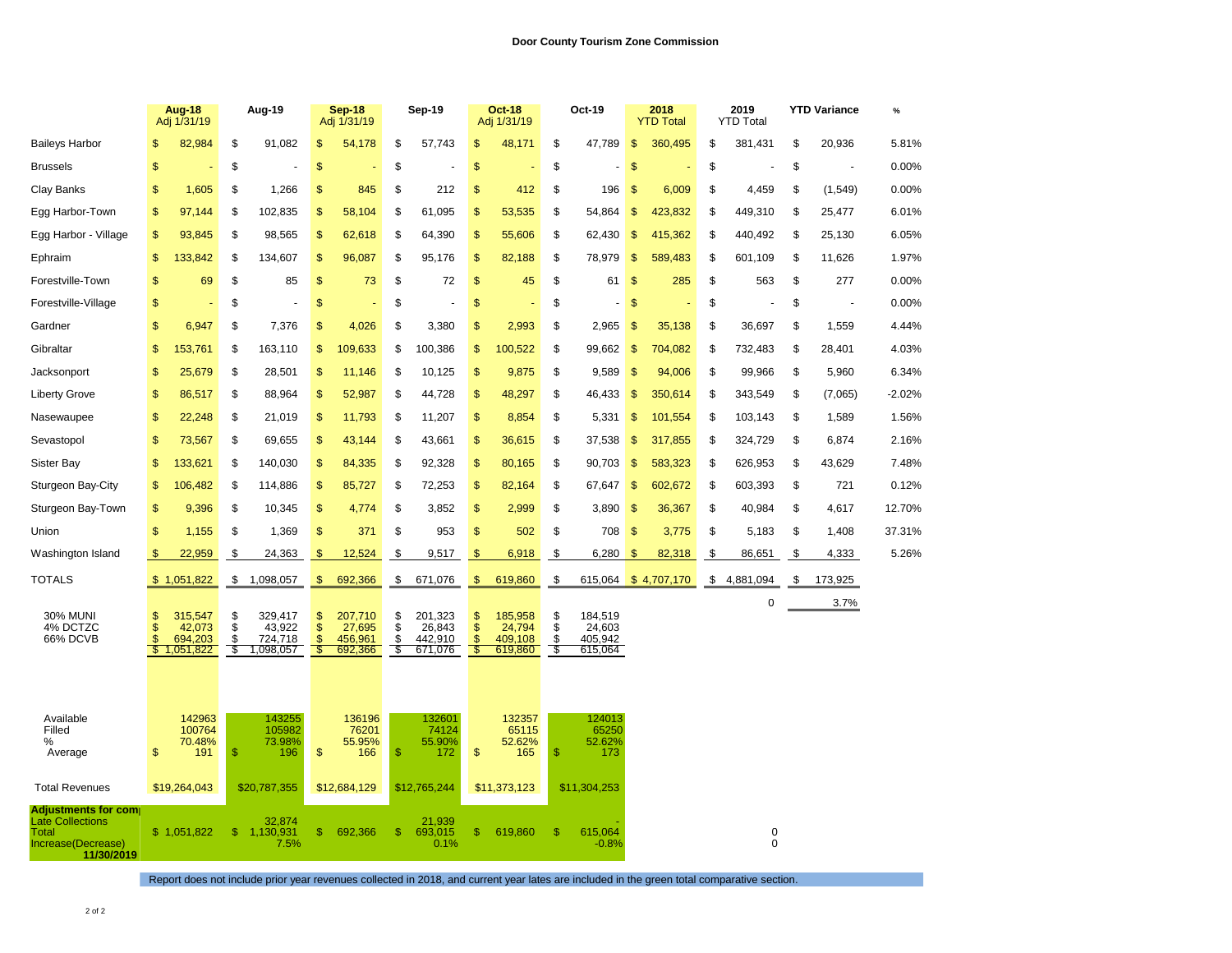**Door County Tourism Zone Commission**

| | Aug-18 Adj 1/31/19 | Aug-19 | Sep-18 Adj 1/31/19 | Sep-19 | Oct-18 Adj 1/31/19 | Oct-19 | 2018 YTD Total | 2019 YTD Total | YTD Variance | % |
|---|---|---|---|---|---|---|---|---|---|---|
| Baileys Harbor | $ 82,984 | $ 91,082 | $ 54,178 | $ 57,743 | $ 48,171 | $ 47,789 | $ 360,495 | $ 381,431 | $ 20,936 | 5.81% |
| Brussels | $ - | $ - | $ - | $ - | $ - | $ - | $ - | $ - | $ - | 0.00% |
| Clay Banks | $ 1,605 | $ 1,266 | $ 845 | $ 212 | $ 412 | $ 196 | $ 6,009 | $ 4,459 | $ (1,549) | 0.00% |
| Egg Harbor-Town | $ 97,144 | $ 102,835 | $ 58,104 | $ 61,095 | $ 53,535 | $ 54,864 | $ 423,832 | $ 449,310 | $ 25,477 | 6.01% |
| Egg Harbor - Village | $ 93,845 | $ 98,565 | $ 62,618 | $ 64,390 | $ 55,606 | $ 62,430 | $ 415,362 | $ 440,492 | $ 25,130 | 6.05% |
| Ephraim | $ 133,842 | $ 134,607 | $ 96,087 | $ 95,176 | $ 82,188 | $ 78,979 | $ 589,483 | $ 601,109 | $ 11,626 | 1.97% |
| Forestville-Town | $ 69 | $ 85 | $ 73 | $ 72 | $ 45 | $ 61 | $ 285 | $ 563 | $ 277 | 0.00% |
| Forestville-Village | $ - | $ - | $ - | $ - | $ - | $ - | $ - | $ - | $ - | 0.00% |
| Gardner | $ 6,947 | $ 7,376 | $ 4,026 | $ 3,380 | $ 2,993 | $ 2,965 | $ 35,138 | $ 36,697 | $ 1,559 | 4.44% |
| Gibraltar | $ 153,761 | $ 163,110 | $ 109,633 | $ 100,386 | $ 100,522 | $ 99,662 | $ 704,082 | $ 732,483 | $ 28,401 | 4.03% |
| Jacksonport | $ 25,679 | $ 28,501 | $ 11,146 | $ 10,125 | $ 9,875 | $ 9,589 | $ 94,006 | $ 99,966 | $ 5,960 | 6.34% |
| Liberty Grove | $ 86,517 | $ 88,964 | $ 52,987 | $ 44,728 | $ 48,297 | $ 46,433 | $ 350,614 | $ 343,549 | $ (7,065) | -2.02% |
| Nasewaupee | $ 22,248 | $ 21,019 | $ 11,793 | $ 11,207 | $ 8,854 | $ 5,331 | $ 101,554 | $ 103,143 | $ 1,589 | 1.56% |
| Sevastopol | $ 73,567 | $ 69,655 | $ 43,144 | $ 43,661 | $ 36,615 | $ 37,538 | $ 317,855 | $ 324,729 | $ 6,874 | 2.16% |
| Sister Bay | $ 133,621 | $ 140,030 | $ 84,335 | $ 92,328 | $ 80,165 | $ 90,703 | $ 583,323 | $ 626,953 | $ 43,629 | 7.48% |
| Sturgeon Bay-City | $ 106,482 | $ 114,886 | $ 85,727 | $ 72,253 | $ 82,164 | $ 67,647 | $ 602,672 | $ 603,393 | $ 721 | 0.12% |
| Sturgeon Bay-Town | $ 9,396 | $ 10,345 | $ 4,774 | $ 3,852 | $ 2,999 | $ 3,890 | $ 36,367 | $ 40,984 | $ 4,617 | 12.70% |
| Union | $ 1,155 | $ 1,369 | $ 371 | $ 953 | $ 502 | $ 708 | $ 3,775 | $ 5,183 | $ 1,408 | 37.31% |
| Washington Island | $ 22,959 | $ 24,363 | $ 12,524 | $ 9,517 | $ 6,918 | $ 6,280 | $ 82,318 | $ 86,651 | $ 4,333 | 5.26% |
| TOTALS | $ 1,051,822 | $ 1,098,057 | $ 692,366 | $ 671,076 | $ 619,860 | $ 615,064 | $ 4,707,170 | $ 4,881,094 | $ 173,925 | |
| | | | | | | | | 0 | 3.7% | |
| 30% MUNI | $ 315,547 | $ 329,417 | $ 207,710 | $ 201,323 | $ 185,958 | $ 184,519 | | | | |
| 4% DCTZC | $ 42,073 | $ 43,922 | $ 27,695 | $ 26,843 | $ 24,794 | $ 24,603 | | | | |
| 66% DCVB | $ 694,203 | $ 724,718 | $ 456,961 | $ 442,910 | $ 409,108 | $ 405,942 | | | | |
| | $ 1,051,822 | $ 1,098,057 | $ 692,366 | $ 671,076 | $ 619,860 | $ 615,064 | | | | |
| Available | 142963 | 143255 | 136196 | 132601 | 132357 | 124013 | | | | |
| Filled | 100764 | 105982 | 76201 | 74124 | 65115 | 65250 | | | | |
| % | 70.48% | 73.98% | 55.95% | 55.90% | 52.62% | 52.62% | | | | |
| Average | $ 191 | $ 196 | $ 166 | $ 172 | $ 165 | $ 173 | | | | |
| Total Revenues | $19,264,043 | $20,787,355 | $12,684,129 | $12,765,244 | $11,373,123 | $11,304,253 | | | | |
| **Adjustments for com** | | | | | | | | | | |
| Late Collections | | 32,874 | | 21,939 | | - | | | | |
| Total | $ 1,051,822 | $ 1,130,931 | $ 692,366 | $ 693,015 | $ 619,860 | $ 615,064 | | 0 | | |
| Increase(Decrease) | | 7.5% | | 0.1% | | -0.8% | | 0 | | |
| **11/30/2019** | | | | | | | | | | |

Report does not include prior year revenues collected in 2018, and current year lates are included in the green total comparative section.